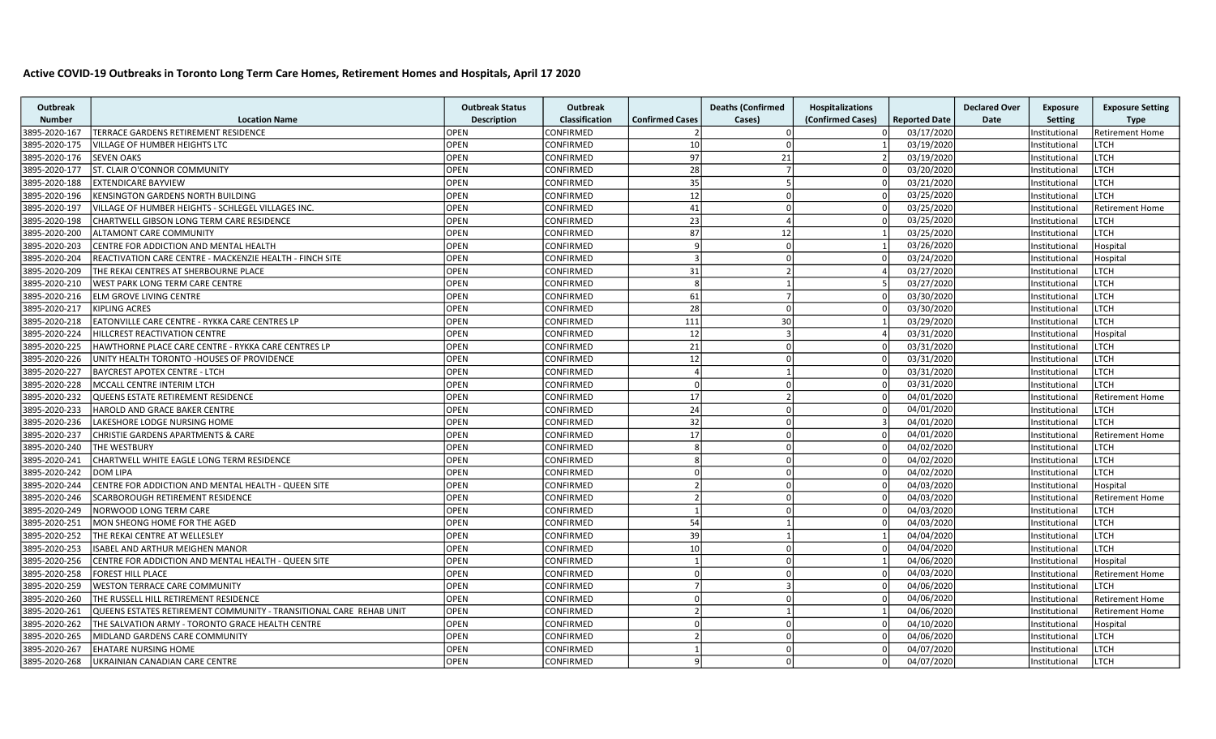# Active COVID-19 Outbreaks in Toronto Long Term Care Homes, Retirement Homes and Hospitals, April 17 2020

| Outbreak Number | Location Name | Outbreak Status Description | Outbreak Classification | Confirmed Cases | Deaths (Confirmed Cases) | Hospitalizations (Confirmed Cases) | Reported Date | Declared Over Date | Exposure Setting | Exposure Setting Type |
|---|---|---|---|---|---|---|---|---|---|---|
| 3895-2020-167 | TERRACE GARDENS RETIREMENT RESIDENCE | OPEN | CONFIRMED | 2 | 0 | 0 | 03/17/2020 | | Institutional | Retirement Home |
| 3895-2020-175 | VILLAGE OF HUMBER HEIGHTS LTC | OPEN | CONFIRMED | 10 | 0 | 1 | 03/19/2020 | | Institutional | LTCH |
| 3895-2020-176 | SEVEN OAKS | OPEN | CONFIRMED | 97 | 21 | 2 | 03/19/2020 | | Institutional | LTCH |
| 3895-2020-177 | ST. CLAIR O'CONNOR COMMUNITY | OPEN | CONFIRMED | 28 | 7 | 0 | 03/20/2020 | | Institutional | LTCH |
| 3895-2020-188 | EXTENDICARE BAYVIEW | OPEN | CONFIRMED | 35 | 5 | 0 | 03/21/2020 | | Institutional | LTCH |
| 3895-2020-196 | KENSINGTON GARDENS NORTH BUILDING | OPEN | CONFIRMED | 12 | 0 | 0 | 03/25/2020 | | Institutional | LTCH |
| 3895-2020-197 | VILLAGE OF HUMBER HEIGHTS - SCHLEGEL VILLAGES INC. | OPEN | CONFIRMED | 41 | 0 | 0 | 03/25/2020 | | Institutional | Retirement Home |
| 3895-2020-198 | CHARTWELL GIBSON LONG TERM CARE RESIDENCE | OPEN | CONFIRMED | 23 | 4 | 0 | 03/25/2020 | | Institutional | LTCH |
| 3895-2020-200 | ALTAMONT CARE COMMUNITY | OPEN | CONFIRMED | 87 | 12 | 1 | 03/25/2020 | | Institutional | LTCH |
| 3895-2020-203 | CENTRE FOR ADDICTION AND MENTAL HEALTH | OPEN | CONFIRMED | 9 | 0 | 1 | 03/26/2020 | | Institutional | Hospital |
| 3895-2020-204 | REACTIVATION CARE CENTRE - MACKENZIE HEALTH - FINCH SITE | OPEN | CONFIRMED | 3 | 0 | 0 | 03/24/2020 | | Institutional | Hospital |
| 3895-2020-209 | THE REKAI CENTRES AT SHERBOURNE PLACE | OPEN | CONFIRMED | 31 | 2 | 4 | 03/27/2020 | | Institutional | LTCH |
| 3895-2020-210 | WEST PARK LONG TERM CARE CENTRE | OPEN | CONFIRMED | 8 | 1 | 5 | 03/27/2020 | | Institutional | LTCH |
| 3895-2020-216 | ELM GROVE LIVING CENTRE | OPEN | CONFIRMED | 61 | 7 | 0 | 03/30/2020 | | Institutional | LTCH |
| 3895-2020-217 | KIPLING ACRES | OPEN | CONFIRMED | 28 | 0 | 0 | 03/30/2020 | | Institutional | LTCH |
| 3895-2020-218 | EATONVILLE CARE CENTRE - RYKKA CARE CENTRES LP | OPEN | CONFIRMED | 111 | 30 | 1 | 03/29/2020 | | Institutional | LTCH |
| 3895-2020-224 | HILLCREST REACTIVATION CENTRE | OPEN | CONFIRMED | 12 | 3 | 4 | 03/31/2020 | | Institutional | Hospital |
| 3895-2020-225 | HAWTHORNE PLACE CARE CENTRE - RYKKA CARE CENTRES LP | OPEN | CONFIRMED | 21 | 0 | 0 | 03/31/2020 | | Institutional | LTCH |
| 3895-2020-226 | UNITY HEALTH TORONTO -HOUSES OF PROVIDENCE | OPEN | CONFIRMED | 12 | 0 | 0 | 03/31/2020 | | Institutional | LTCH |
| 3895-2020-227 | BAYCREST APOTEX CENTRE - LTCH | OPEN | CONFIRMED | 4 | 1 | 0 | 03/31/2020 | | Institutional | LTCH |
| 3895-2020-228 | MCCALL CENTRE INTERIM LTCH | OPEN | CONFIRMED | 0 | 0 | 0 | 03/31/2020 | | Institutional | LTCH |
| 3895-2020-232 | QUEENS ESTATE RETIREMENT RESIDENCE | OPEN | CONFIRMED | 17 | 2 | 0 | 04/01/2020 | | Institutional | Retirement Home |
| 3895-2020-233 | HAROLD AND GRACE BAKER CENTRE | OPEN | CONFIRMED | 24 | 0 | 0 | 04/01/2020 | | Institutional | LTCH |
| 3895-2020-236 | LAKESHORE LODGE NURSING HOME | OPEN | CONFIRMED | 32 | 0 | 3 | 04/01/2020 | | Institutional | LTCH |
| 3895-2020-237 | CHRISTIE GARDENS APARTMENTS & CARE | OPEN | CONFIRMED | 17 | 0 | 0 | 04/01/2020 | | Institutional | Retirement Home |
| 3895-2020-240 | THE WESTBURY | OPEN | CONFIRMED | 8 | 0 | 0 | 04/02/2020 | | Institutional | LTCH |
| 3895-2020-241 | CHARTWELL WHITE EAGLE LONG TERM RESIDENCE | OPEN | CONFIRMED | 8 | 0 | 0 | 04/02/2020 | | Institutional | LTCH |
| 3895-2020-242 | DOM LIPA | OPEN | CONFIRMED | 0 | 0 | 0 | 04/02/2020 | | Institutional | LTCH |
| 3895-2020-244 | CENTRE FOR ADDICTION AND MENTAL HEALTH - QUEEN SITE | OPEN | CONFIRMED | 2 | 0 | 0 | 04/03/2020 | | Institutional | Hospital |
| 3895-2020-246 | SCARBOROUGH RETIREMENT RESIDENCE | OPEN | CONFIRMED | 2 | 0 | 0 | 04/03/2020 | | Institutional | Retirement Home |
| 3895-2020-249 | NORWOOD LONG TERM CARE | OPEN | CONFIRMED | 1 | 0 | 0 | 04/03/2020 | | Institutional | LTCH |
| 3895-2020-251 | MON SHEONG HOME FOR THE AGED | OPEN | CONFIRMED | 54 | 1 | 0 | 04/03/2020 | | Institutional | LTCH |
| 3895-2020-252 | THE REKAI CENTRE AT WELLESLEY | OPEN | CONFIRMED | 39 | 1 | 1 | 04/04/2020 | | Institutional | LTCH |
| 3895-2020-253 | ISABEL AND ARTHUR MEIGHEN MANOR | OPEN | CONFIRMED | 10 | 0 | 0 | 04/04/2020 | | Institutional | LTCH |
| 3895-2020-256 | CENTRE FOR ADDICTION AND MENTAL HEALTH - QUEEN SITE | OPEN | CONFIRMED | 1 | 0 | 1 | 04/06/2020 | | Institutional | Hospital |
| 3895-2020-258 | FOREST HILL PLACE | OPEN | CONFIRMED | 0 | 0 | 0 | 04/03/2020 | | Institutional | Retirement Home |
| 3895-2020-259 | WESTON TERRACE CARE COMMUNITY | OPEN | CONFIRMED | 7 | 3 | 0 | 04/06/2020 | | Institutional | LTCH |
| 3895-2020-260 | THE RUSSELL HILL RETIREMENT RESIDENCE | OPEN | CONFIRMED | 0 | 0 | 0 | 04/06/2020 | | Institutional | Retirement Home |
| 3895-2020-261 | QUEENS ESTATES RETIREMENT COMMUNITY - TRANSITIONAL CARE REHAB UNIT | OPEN | CONFIRMED | 2 | 1 | 1 | 04/06/2020 | | Institutional | Retirement Home |
| 3895-2020-262 | THE SALVATION ARMY - TORONTO GRACE HEALTH CENTRE | OPEN | CONFIRMED | 0 | 0 | 0 | 04/10/2020 | | Institutional | Hospital |
| 3895-2020-265 | MIDLAND GARDENS CARE COMMUNITY | OPEN | CONFIRMED | 2 | 0 | 0 | 04/06/2020 | | Institutional | LTCH |
| 3895-2020-267 | EHATARE NURSING HOME | OPEN | CONFIRMED | 1 | 0 | 0 | 04/07/2020 | | Institutional | LTCH |
| 3895-2020-268 | UKRAINIAN CANADIAN CARE CENTRE | OPEN | CONFIRMED | 9 | 0 | 0 | 04/07/2020 | | Institutional | LTCH |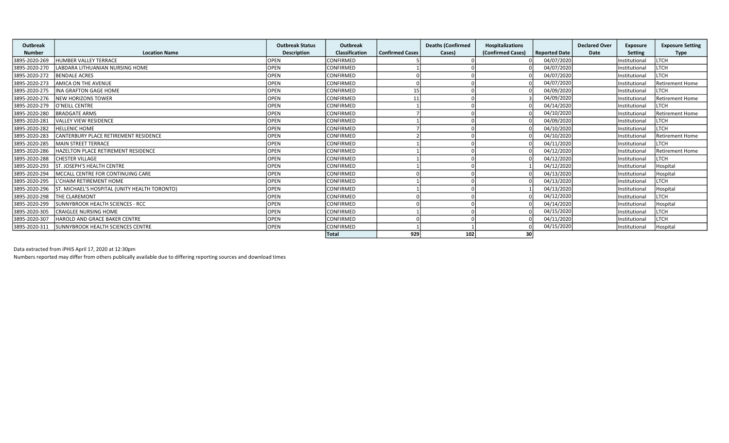| Outbreak Number | Location Name | Outbreak Status Description | Outbreak Classification | Confirmed Cases | Deaths (Confirmed Cases) | Hospitalizations (Confirmed Cases) | Reported Date | Declared Over Date | Exposure Setting | Exposure Setting Type |
|---|---|---|---|---|---|---|---|---|---|---|
| 3895-2020-269 | HUMBER VALLEY TERRACE | OPEN | CONFIRMED | 5 | 0 | 0 | 04/07/2020 | | Institutional | LTCH |
| 3895-2020-270 | LABDARA LITHUANIAN NURSING HOME | OPEN | CONFIRMED | 1 | 0 | 0 | 04/07/2020 | | Institutional | LTCH |
| 3895-2020-272 | BENDALE ACRES | OPEN | CONFIRMED | 0 | 0 | 0 | 04/07/2020 | | Institutional | LTCH |
| 3895-2020-273 | AMICA ON THE AVENUE | OPEN | CONFIRMED | 0 | 0 | 0 | 04/07/2020 | | Institutional | Retirement Home |
| 3895-2020-275 | INA GRAFTON GAGE HOME | OPEN | CONFIRMED | 15 | 0 | 0 | 04/09/2020 | | Institutional | LTCH |
| 3895-2020-276 | NEW HORIZONS TOWER | OPEN | CONFIRMED | 11 | 0 | 3 | 04/09/2020 | | Institutional | Retirement Home |
| 3895-2020-279 | O'NEILL CENTRE | OPEN | CONFIRMED | 1 | 0 | 0 | 04/14/2020 | | Institutional | LTCH |
| 3895-2020-280 | BRADGATE ARMS | OPEN | CONFIRMED | 7 | 0 | 0 | 04/10/2020 | | Institutional | Retirement Home |
| 3895-2020-281 | VALLEY VIEW RESIDENCE | OPEN | CONFIRMED | 1 | 0 | 0 | 04/09/2020 | | Institutional | LTCH |
| 3895-2020-282 | HELLENIC HOME | OPEN | CONFIRMED | 7 | 0 | 0 | 04/10/2020 | | Institutional | LTCH |
| 3895-2020-283 | CANTERBURY PLACE RETIREMENT RESIDENCE | OPEN | CONFIRMED | 2 | 0 | 0 | 04/10/2020 | | Institutional | Retirement Home |
| 3895-2020-285 | MAIN STREET TERRACE | OPEN | CONFIRMED | 1 | 0 | 0 | 04/11/2020 | | Institutional | LTCH |
| 3895-2020-286 | HAZELTON PLACE RETIREMENT RESIDENCE | OPEN | CONFIRMED | 1 | 0 | 0 | 04/12/2020 | | Institutional | Retirement Home |
| 3895-2020-288 | CHESTER VILLAGE | OPEN | CONFIRMED | 1 | 0 | 0 | 04/12/2020 | | Institutional | LTCH |
| 3895-2020-293 | ST. JOSEPH'S HEALTH CENTRE | OPEN | CONFIRMED | 1 | 0 | 1 | 04/12/2020 | | Institutional | Hospital |
| 3895-2020-294 | MCCALL CENTRE FOR CONTINUING CARE | OPEN | CONFIRMED | 0 | 0 | 0 | 04/13/2020 | | Institutional | Hospital |
| 3895-2020-295 | L'CHAIM RETIREMENT HOME | OPEN | CONFIRMED | 1 | 0 | 0 | 04/13/2020 | | Institutional | LTCH |
| 3895-2020-296 | ST. MICHAEL'S HOSPITAL (UNITY HEALTH TORONTO) | OPEN | CONFIRMED | 1 | 0 | 1 | 04/13/2020 | | Institutional | Hospital |
| 3895-2020-298 | THE CLAREMONT | OPEN | CONFIRMED | 0 | 0 | 0 | 04/12/2020 | | Institutional | LTCH |
| 3895-2020-299 | SUNNYBROOK HEALTH SCIENCES - RCC | OPEN | CONFIRMED | 0 | 0 | 0 | 04/14/2020 | | Institutional | Hospital |
| 3895-2020-305 | CRAIGLEE NURSING HOME | OPEN | CONFIRMED | 1 | 0 | 0 | 04/15/2020 | | Institutional | LTCH |
| 3895-2020-307 | HAROLD AND GRACE BAKER CENTRE | OPEN | CONFIRMED | 0 | 0 | 0 | 04/11/2020 | | Institutional | LTCH |
| 3895-2020-311 | SUNNYBROOK HEALTH SCIENCES CENTRE | OPEN | CONFIRMED | 1 | 1 | 0 | 04/15/2020 | | Institutional | Hospital |
| | | | **Total** | **929** | **102** | **30** | | | | |

Data extracted from iPHIS April 17, 2020 at 12:30pm

Numbers reported may differ from others publically available due to differing reporting sources and download times